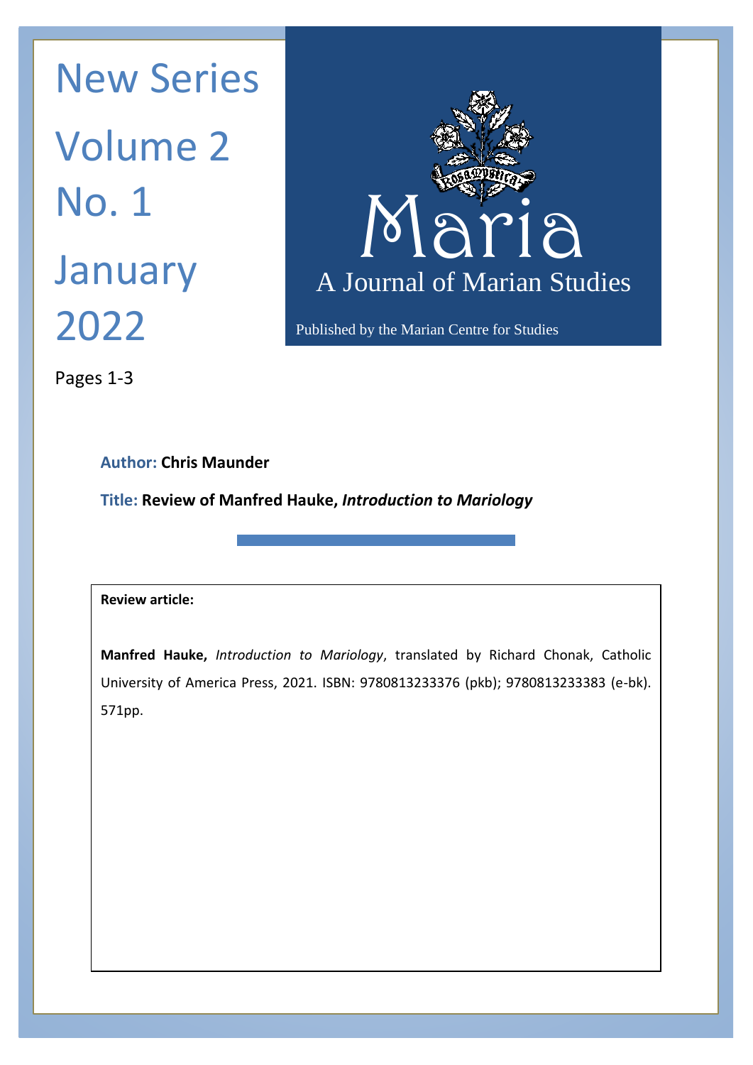New Series

Volume 2

No. 1

January 2022

# Maria

## A Journal of Marian Studies

Published by the Marian Centre for Studies

Pages 1-3

**Author:** **Chris Maunder**

**Title:** **Review of Manfred Hauke, *Introduction to Mariology***

**Review article:**

**Manfred Hauke,** *Introduction to Mariology*, translated by Richard Chonak, Catholic University of America Press, 2021. ISBN: 9780813233376 (pkb); 9780813233383 (e-bk). 571pp.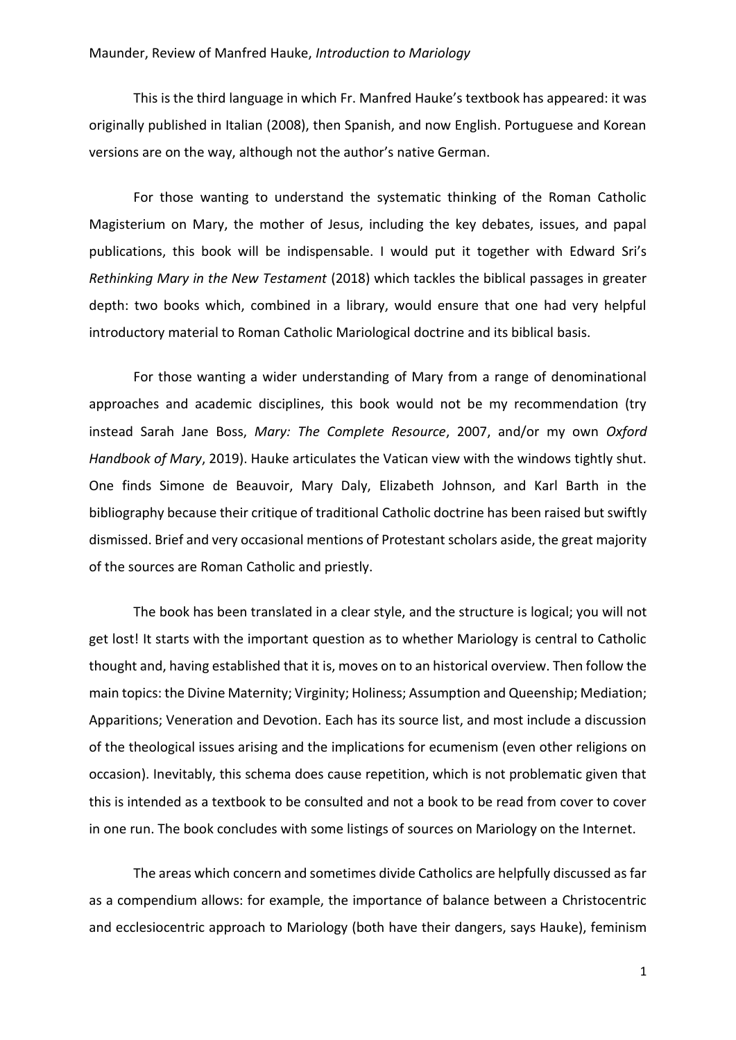This is the third language in which Fr. Manfred Hauke's textbook has appeared: it was originally published in Italian (2008), then Spanish, and now English. Portuguese and Korean versions are on the way, although not the author's native German.

For those wanting to understand the systematic thinking of the Roman Catholic Magisterium on Mary, the mother of Jesus, including the key debates, issues, and papal publications, this book will be indispensable. I would put it together with Edward Sri's *Rethinking Mary in the New Testament* (2018) which tackles the biblical passages in greater depth: two books which, combined in a library, would ensure that one had very helpful introductory material to Roman Catholic Mariological doctrine and its biblical basis.

For those wanting a wider understanding of Mary from a range of denominational approaches and academic disciplines, this book would not be my recommendation (try instead Sarah Jane Boss, *Mary: The Complete Resource*, 2007, and/or my own *Oxford Handbook of Mary*, 2019). Hauke articulates the Vatican view with the windows tightly shut. One finds Simone de Beauvoir, Mary Daly, Elizabeth Johnson, and Karl Barth in the bibliography because their critique of traditional Catholic doctrine has been raised but swiftly dismissed. Brief and very occasional mentions of Protestant scholars aside, the great majority of the sources are Roman Catholic and priestly.

The book has been translated in a clear style, and the structure is logical; you will not get lost! It starts with the important question as to whether Mariology is central to Catholic thought and, having established that it is, moves on to an historical overview. Then follow the main topics: the Divine Maternity; Virginity; Holiness; Assumption and Queenship; Mediation; Apparitions; Veneration and Devotion. Each has its source list, and most include a discussion of the theological issues arising and the implications for ecumenism (even other religions on occasion). Inevitably, this schema does cause repetition, which is not problematic given that this is intended as a textbook to be consulted and not a book to be read from cover to cover in one run. The book concludes with some listings of sources on Mariology on the Internet.

The areas which concern and sometimes divide Catholics are helpfully discussed as far as a compendium allows: for example, the importance of balance between a Christocentric and ecclesiocentric approach to Mariology (both have their dangers, says Hauke), feminism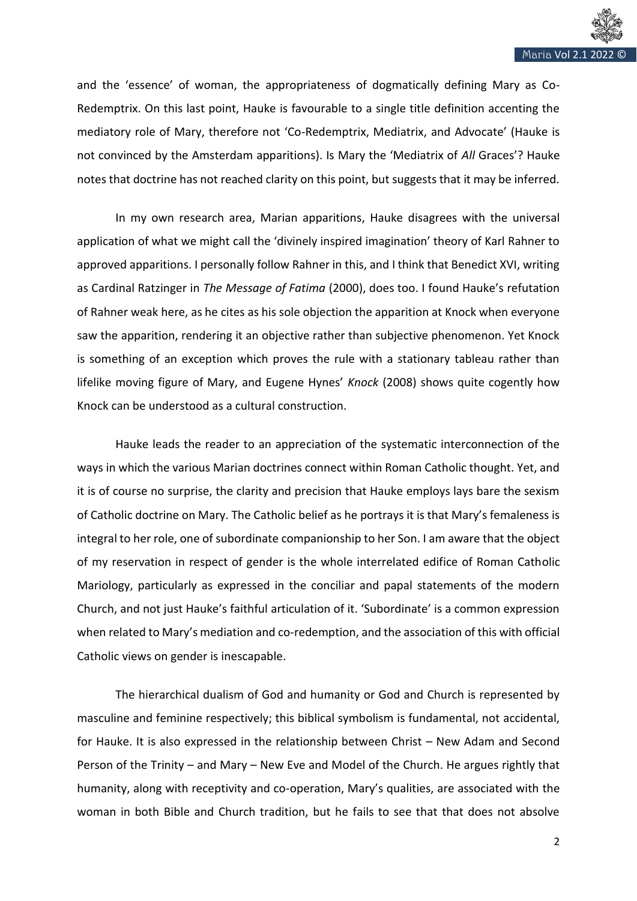and the 'essence' of woman, the appropriateness of dogmatically defining Mary as Co-Redemptrix. On this last point, Hauke is favourable to a single title definition accenting the mediatory role of Mary, therefore not 'Co-Redemptrix, Mediatrix, and Advocate' (Hauke is not convinced by the Amsterdam apparitions). Is Mary the 'Mediatrix of *All* Graces'? Hauke notes that doctrine has not reached clarity on this point, but suggests that it may be inferred.

In my own research area, Marian apparitions, Hauke disagrees with the universal application of what we might call the 'divinely inspired imagination' theory of Karl Rahner to approved apparitions. I personally follow Rahner in this, and I think that Benedict XVI, writing as Cardinal Ratzinger in *The Message of Fatima* (2000), does too. I found Hauke's refutation of Rahner weak here, as he cites as his sole objection the apparition at Knock when everyone saw the apparition, rendering it an objective rather than subjective phenomenon. Yet Knock is something of an exception which proves the rule with a stationary tableau rather than lifelike moving figure of Mary, and Eugene Hynes' *Knock* (2008) shows quite cogently how Knock can be understood as a cultural construction.

Hauke leads the reader to an appreciation of the systematic interconnection of the ways in which the various Marian doctrines connect within Roman Catholic thought. Yet, and it is of course no surprise, the clarity and precision that Hauke employs lays bare the sexism of Catholic doctrine on Mary. The Catholic belief as he portrays it is that Mary's femaleness is integral to her role, one of subordinate companionship to her Son. I am aware that the object of my reservation in respect of gender is the whole interrelated edifice of Roman Catholic Mariology, particularly as expressed in the conciliar and papal statements of the modern Church, and not just Hauke's faithful articulation of it. 'Subordinate' is a common expression when related to Mary's mediation and co-redemption, and the association of this with official Catholic views on gender is inescapable.

The hierarchical dualism of God and humanity or God and Church is represented by masculine and feminine respectively; this biblical symbolism is fundamental, not accidental, for Hauke. It is also expressed in the relationship between Christ – New Adam and Second Person of the Trinity – and Mary – New Eve and Model of the Church. He argues rightly that humanity, along with receptivity and co-operation, Mary's qualities, are associated with the woman in both Bible and Church tradition, but he fails to see that that does not absolve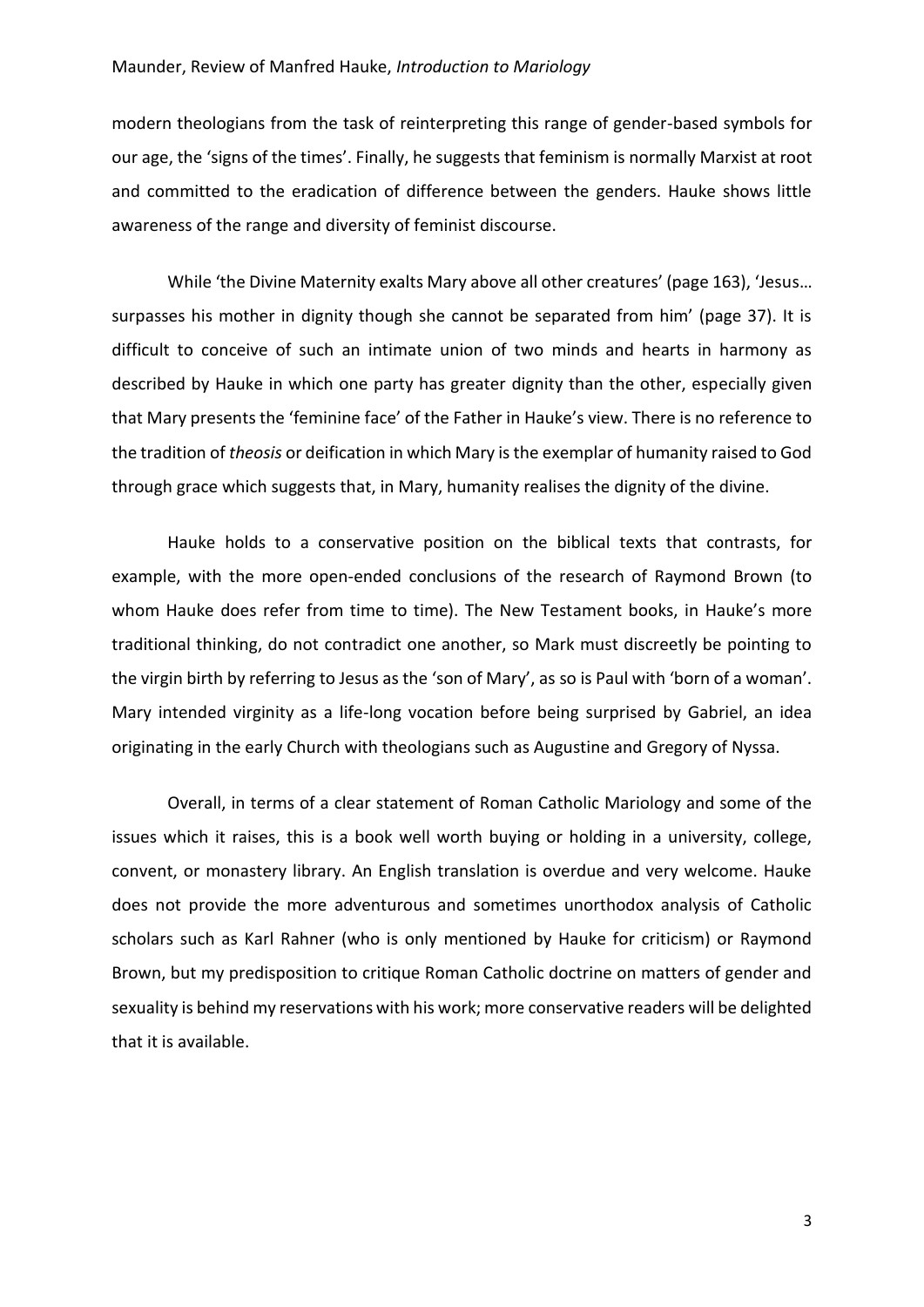modern theologians from the task of reinterpreting this range of gender-based symbols for our age, the 'signs of the times'. Finally, he suggests that feminism is normally Marxist at root and committed to the eradication of difference between the genders. Hauke shows little awareness of the range and diversity of feminist discourse.

While 'the Divine Maternity exalts Mary above all other creatures' (page 163), 'Jesus… surpasses his mother in dignity though she cannot be separated from him' (page 37). It is difficult to conceive of such an intimate union of two minds and hearts in harmony as described by Hauke in which one party has greater dignity than the other, especially given that Mary presents the 'feminine face' of the Father in Hauke's view. There is no reference to the tradition of *theosis* or deification in which Mary is the exemplar of humanity raised to God through grace which suggests that, in Mary, humanity realises the dignity of the divine.

Hauke holds to a conservative position on the biblical texts that contrasts, for example, with the more open-ended conclusions of the research of Raymond Brown (to whom Hauke does refer from time to time). The New Testament books, in Hauke's more traditional thinking, do not contradict one another, so Mark must discreetly be pointing to the virgin birth by referring to Jesus as the 'son of Mary', as so is Paul with 'born of a woman'. Mary intended virginity as a life-long vocation before being surprised by Gabriel, an idea originating in the early Church with theologians such as Augustine and Gregory of Nyssa.

Overall, in terms of a clear statement of Roman Catholic Mariology and some of the issues which it raises, this is a book well worth buying or holding in a university, college, convent, or monastery library. An English translation is overdue and very welcome. Hauke does not provide the more adventurous and sometimes unorthodox analysis of Catholic scholars such as Karl Rahner (who is only mentioned by Hauke for criticism) or Raymond Brown, but my predisposition to critique Roman Catholic doctrine on matters of gender and sexuality is behind my reservations with his work; more conservative readers will be delighted that it is available.